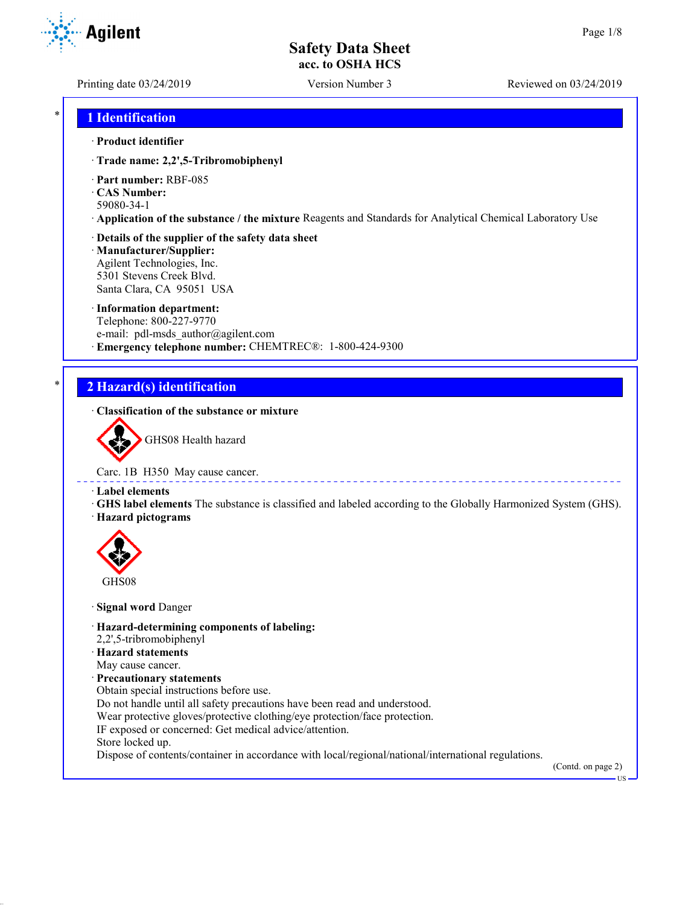# Safety Data Sheet
## acc. to OSHA HCS

Printing date 03/24/2019 Version Number 3 Reviewed on 03/24/2019

## 1 Identification

· **Product identifier**

· **Trade name: 2,2',5-Tribromobiphenyl**

· **Part number:** RBF-085
· **CAS Number:**
59080-34-1
· **Application of the substance / the mixture** Reagents and Standards for Analytical Chemical Laboratory Use

· **Details of the supplier of the safety data sheet**
· **Manufacturer/Supplier:**
Agilent Technologies, Inc.
5301 Stevens Creek Blvd.
Santa Clara, CA 95051 USA

· **Information department:**
Telephone: 800-227-9770
e-mail: pdl-msds_author@agilent.com
· **Emergency telephone number:** CHEMTREC®: 1-800-424-9300

## 2 Hazard(s) identification

· **Classification of the substance or mixture**

GHS08 Health hazard

Carc. 1B H350 May cause cancer.

· **Label elements**
· **GHS label elements** The substance is classified and labeled according to the Globally Harmonized System (GHS).
· **Hazard pictograms**

GHS08

· **Signal word** Danger

· **Hazard-determining components of labeling:**
2,2',5-tribromobiphenyl
· **Hazard statements**
May cause cancer.
· **Precautionary statements**
Obtain special instructions before use.
Do not handle until all safety precautions have been read and understood.
Wear protective gloves/protective clothing/eye protection/face protection.
IF exposed or concerned: Get medical advice/attention.
Store locked up.
Dispose of contents/container in accordance with local/regional/national/international regulations.

(Contd. on page 2)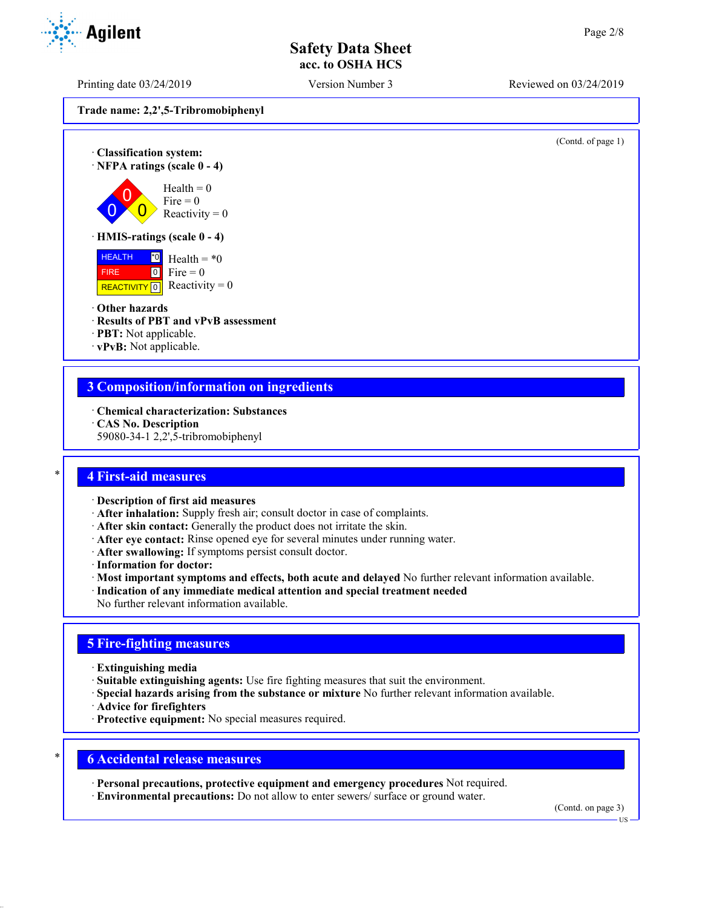**Trade name: 2,2',5-Tribromobiphenyl**

(Contd. of page 1)

· **Classification system:**

· **NFPA ratings (scale 0 - 4)**

Health = 0
Fire = 0
Reactivity = 0

· **HMIS-ratings (scale 0 - 4)**

| | | |
|---|---|---|
| HEALTH | *0 | Health = *0 |
| FIRE | 0 | Fire = 0 |
| REACTIVITY | 0 | Reactivity = 0 |

· **Other hazards**

· **Results of PBT and vPvB assessment**

· **PBT:** Not applicable.

· **vPvB:** Not applicable.

## 3 Composition/information on ingredients

· **Chemical characterization: Substances**

· **CAS No. Description**

59080-34-1 2,2',5-tribromobiphenyl

## 4 First-aid measures

· **Description of first aid measures**

· **After inhalation:** Supply fresh air; consult doctor in case of complaints.

· **After skin contact:** Generally the product does not irritate the skin.

· **After eye contact:** Rinse opened eye for several minutes under running water.

· **After swallowing:** If symptoms persist consult doctor.

· **Information for doctor:**

· **Most important symptoms and effects, both acute and delayed** No further relevant information available.

· **Indication of any immediate medical attention and special treatment needed**

No further relevant information available.

## 5 Fire-fighting measures

· **Extinguishing media**

· **Suitable extinguishing agents:** Use fire fighting measures that suit the environment.

· **Special hazards arising from the substance or mixture** No further relevant information available.

· **Advice for firefighters**

· **Protective equipment:** No special measures required.

## 6 Accidental release measures

· **Personal precautions, protective equipment and emergency procedures** Not required.

· **Environmental precautions:** Do not allow to enter sewers/ surface or ground water.

(Contd. on page 3)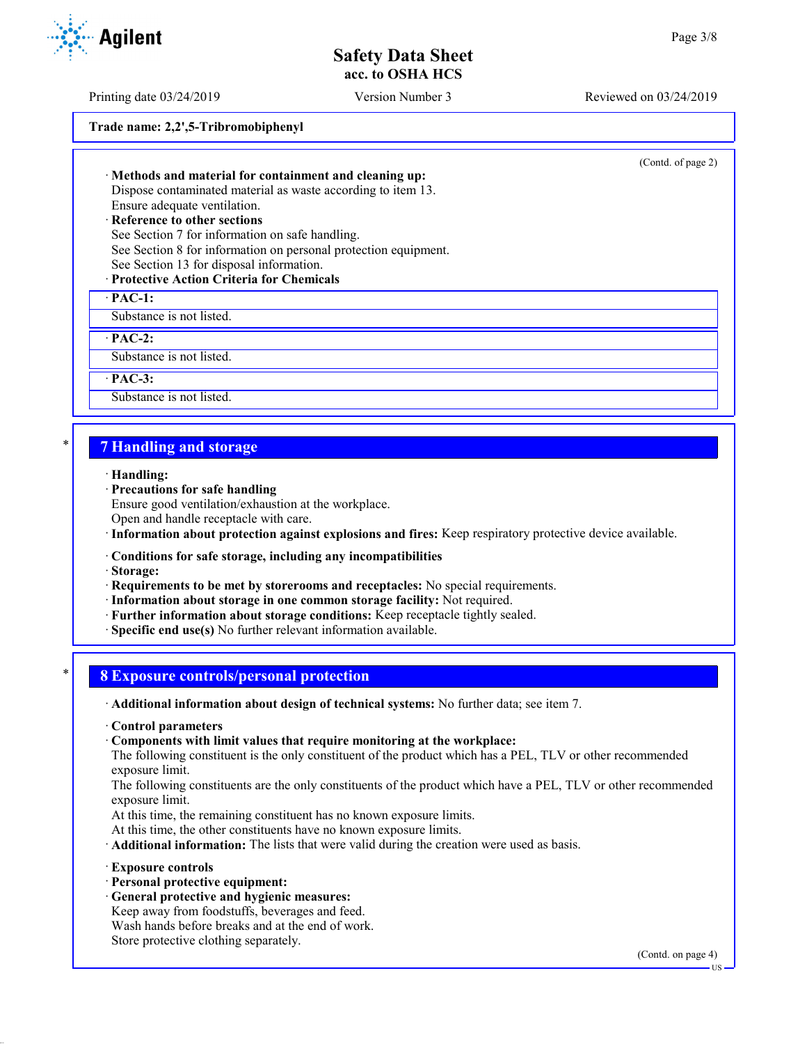Trade name: 2,2',5-Tribromobiphenyl

(Contd. of page 2)

· **Methods and material for containment and cleaning up:**
Dispose contaminated material as waste according to item 13.
Ensure adequate ventilation.
· **Reference to other sections**
See Section 7 for information on safe handling.
See Section 8 for information on personal protection equipment.
See Section 13 for disposal information.
· **Protective Action Criteria for Chemicals**

· **PAC-1:**
Substance is not listed.

· **PAC-2:**
Substance is not listed.

· **PAC-3:**
Substance is not listed.

## 7 Handling and storage

· **Handling:**
· **Precautions for safe handling**
Ensure good ventilation/exhaustion at the workplace.
Open and handle receptacle with care.
· **Information about protection against explosions and fires:** Keep respiratory protective device available.

· **Conditions for safe storage, including any incompatibilities**
· **Storage:**
· **Requirements to be met by storerooms and receptacles:** No special requirements.
· **Information about storage in one common storage facility:** Not required.
· **Further information about storage conditions:** Keep receptacle tightly sealed.
· **Specific end use(s)** No further relevant information available.

## 8 Exposure controls/personal protection

· **Additional information about design of technical systems:** No further data; see item 7.

· **Control parameters**
· **Components with limit values that require monitoring at the workplace:**
The following constituent is the only constituent of the product which has a PEL, TLV or other recommended exposure limit.
The following constituents are the only constituents of the product which have a PEL, TLV or other recommended exposure limit.
At this time, the remaining constituent has no known exposure limits.
At this time, the other constituents have no known exposure limits.
· **Additional information:** The lists that were valid during the creation were used as basis.

· **Exposure controls**
· **Personal protective equipment:**
· **General protective and hygienic measures:**
Keep away from foodstuffs, beverages and feed.
Wash hands before breaks and at the end of work.
Store protective clothing separately.

(Contd. on page 4)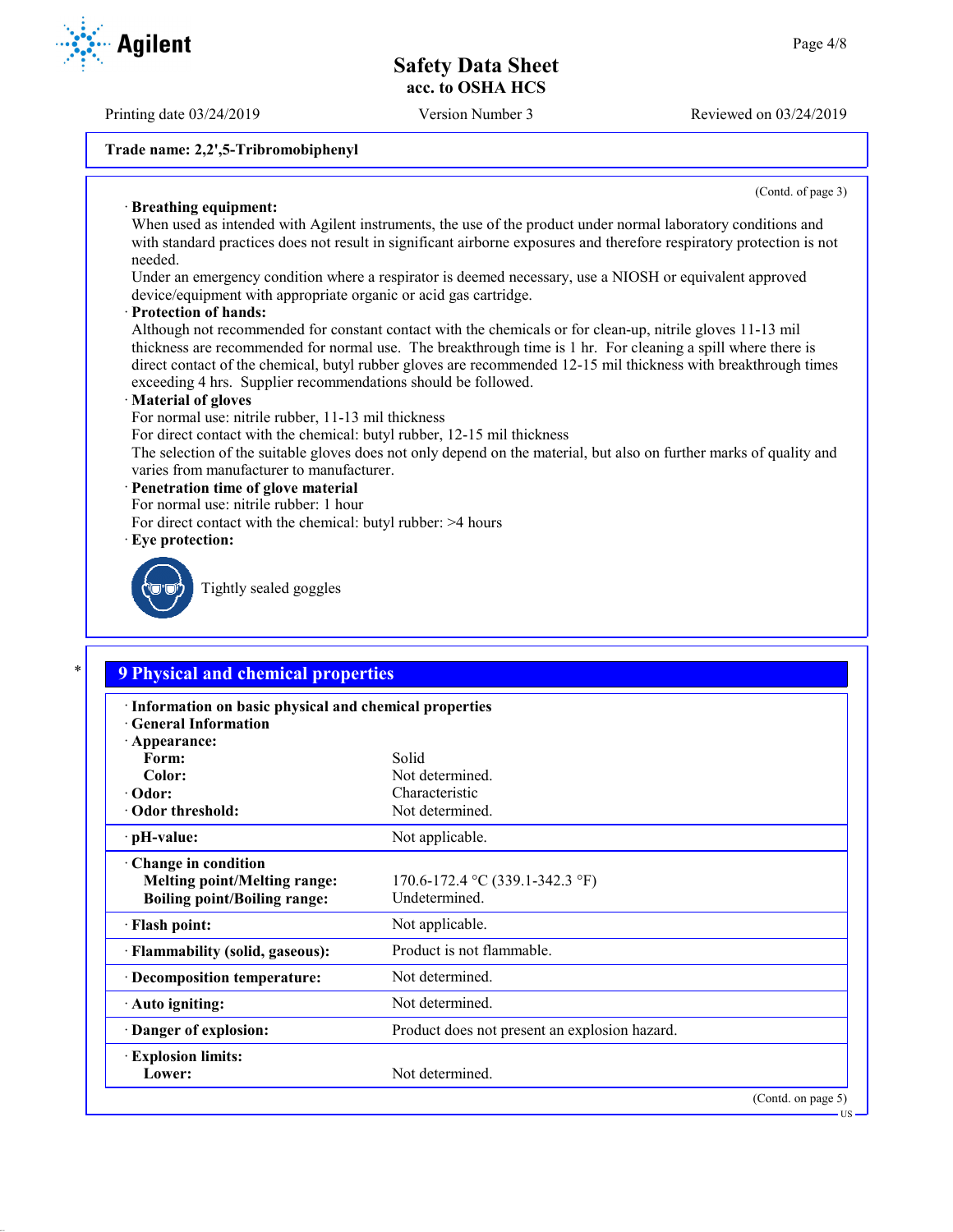**Trade name: 2,2',5-Tribromobiphenyl**

(Contd. of page 3)

· **Breathing equipment:**
When used as intended with Agilent instruments, the use of the product under normal laboratory conditions and with standard practices does not result in significant airborne exposures and therefore respiratory protection is not needed.
Under an emergency condition where a respirator is deemed necessary, use a NIOSH or equivalent approved device/equipment with appropriate organic or acid gas cartridge.

· **Protection of hands:**
Although not recommended for constant contact with the chemicals or for clean-up, nitrile gloves 11-13 mil thickness are recommended for normal use. The breakthrough time is 1 hr. For cleaning a spill where there is direct contact of the chemical, butyl rubber gloves are recommended 12-15 mil thickness with breakthrough times exceeding 4 hrs. Supplier recommendations should be followed.

· **Material of gloves**
For normal use: nitrile rubber, 11-13 mil thickness
For direct contact with the chemical: butyl rubber, 12-15 mil thickness
The selection of the suitable gloves does not only depend on the material, but also on further marks of quality and varies from manufacturer to manufacturer.

· **Penetration time of glove material**
For normal use: nitrile rubber: 1 hour
For direct contact with the chemical: butyl rubber: >4 hours

· **Eye protection:**

Tightly sealed goggles

## 9 Physical and chemical properties

| | |
|---|---|
| · **Information on basic physical and chemical properties** | |
| · **General Information** | |
| · **Appearance:** | |
| **Form:** | Solid |
| **Color:** | Not determined. |
| · **Odor:** | Characteristic |
| · **Odor threshold:** | Not determined. |
| · **pH-value:** | Not applicable. |
| · **Change in condition** | |
| **Melting point/Melting range:** | 170.6-172.4 °C (339.1-342.3 °F) |
| **Boiling point/Boiling range:** | Undetermined. |
| · **Flash point:** | Not applicable. |
| · **Flammability (solid, gaseous):** | Product is not flammable. |
| · **Decomposition temperature:** | Not determined. |
| · **Auto igniting:** | Not determined. |
| · **Danger of explosion:** | Product does not present an explosion hazard. |
| · **Explosion limits:** | |
| **Lower:** | Not determined. |

(Contd. on page 5)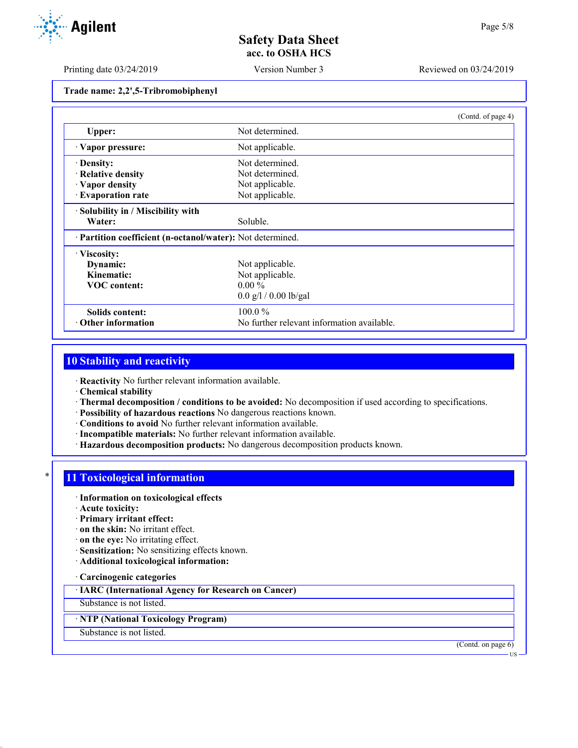**Trade name: 2,2',5-Tribromobiphenyl**

(Contd. of page 4)

| | |
|---|---|
| **Upper:** | Not determined. |
| · **Vapor pressure:** | Not applicable. |
| · **Density:** | Not determined. |
| · **Relative density** | Not determined. |
| · **Vapor density** | Not applicable. |
| · **Evaporation rate** | Not applicable. |
| · **Solubility in / Miscibility with** | |
| **Water:** | Soluble. |
| · **Partition coefficient (n-octanol/water):** | Not determined. |
| · **Viscosity:** | |
| **Dynamic:** | Not applicable. |
| **Kinematic:** | Not applicable. |
| **VOC content:** | 0.00 % |
| | 0.0 g/l / 0.00 lb/gal |
| **Solids content:** | 100.0 % |
| · **Other information** | No further relevant information available. |

## 10 Stability and reactivity

· **Reactivity** No further relevant information available.
· **Chemical stability**
· **Thermal decomposition / conditions to be avoided:** No decomposition if used according to specifications.
· **Possibility of hazardous reactions** No dangerous reactions known.
· **Conditions to avoid** No further relevant information available.
· **Incompatible materials:** No further relevant information available.
· **Hazardous decomposition products:** No dangerous decomposition products known.

## 11 Toxicological information

· **Information on toxicological effects**
· **Acute toxicity:**
· **Primary irritant effect:**
· **on the skin:** No irritant effect.
· **on the eye:** No irritating effect.
· **Sensitization:** No sensitizing effects known.
· **Additional toxicological information:**

· **Carcinogenic categories**

| · **IARC (International Agency for Research on Cancer)** |
|---|
| Substance is not listed. |

| · **NTP (National Toxicology Program)** |
|---|
| Substance is not listed. |

(Contd. on page 6)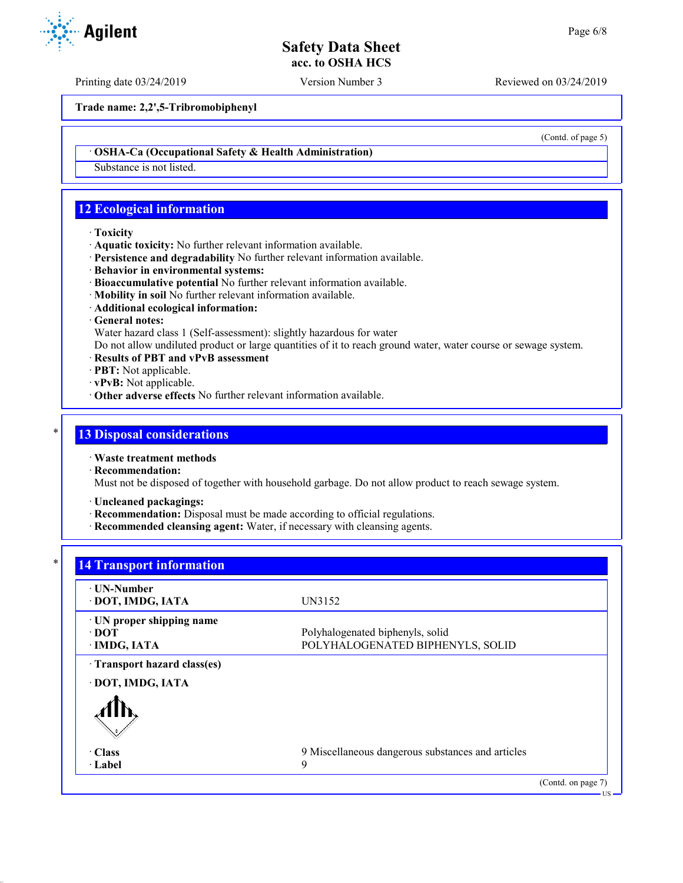Trade name: 2,2',5-Tribromobiphenyl

(Contd. of page 5)

· **OSHA-Ca (Occupational Safety & Health Administration)**

Substance is not listed.

## 12 Ecological information

· **Toxicity**
· **Aquatic toxicity:** No further relevant information available.
· **Persistence and degradability** No further relevant information available.
· **Behavior in environmental systems:**
· **Bioaccumulative potential** No further relevant information available.
· **Mobility in soil** No further relevant information available.
· **Additional ecological information:**
· **General notes:**
Water hazard class 1 (Self-assessment): slightly hazardous for water
Do not allow undiluted product or large quantities of it to reach ground water, water course or sewage system.
· **Results of PBT and vPvB assessment**
· **PBT:** Not applicable.
· **vPvB:** Not applicable.
· **Other adverse effects** No further relevant information available.

## 13 Disposal considerations

· **Waste treatment methods**
· **Recommendation:**
Must not be disposed of together with household garbage. Do not allow product to reach sewage system.

· **Uncleaned packagings:**
· **Recommendation:** Disposal must be made according to official regulations.
· **Recommended cleansing agent:** Water, if necessary with cleansing agents.

## 14 Transport information

| | |
|---|---|
| · **UN-Number** | |
| · **DOT, IMDG, IATA** | UN3152 |
| · **UN proper shipping name** | |
| · **DOT** | Polyhalogenated biphenyls, solid |
| · **IMDG, IATA** | POLYHALOGENATED BIPHENYLS, SOLID |
| · **Transport hazard class(es)** | |
| · **DOT, IMDG, IATA** | |
| · **Class** | 9 Miscellaneous dangerous substances and articles |
| · **Label** | 9 |

(Contd. on page 7)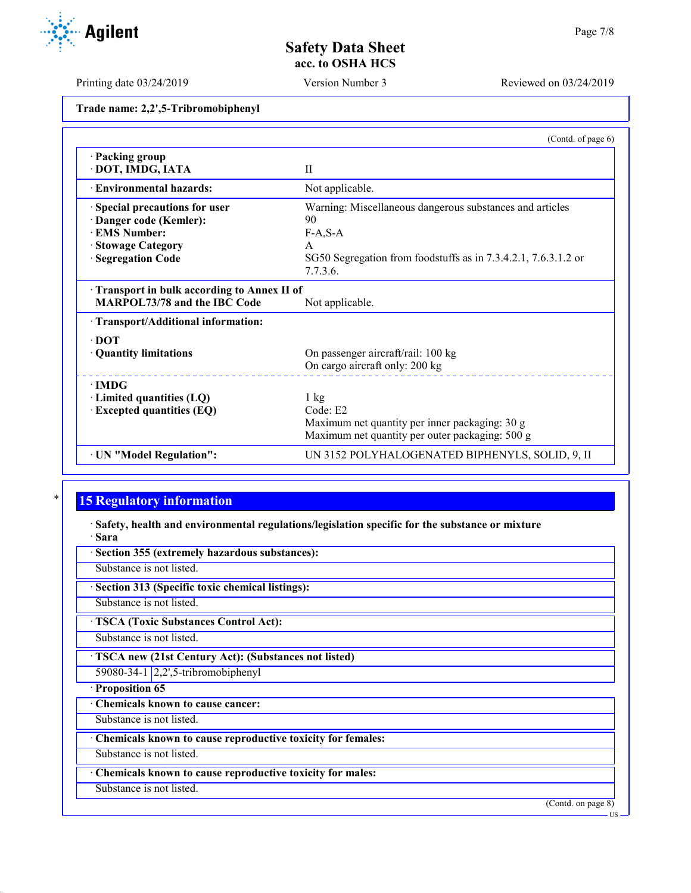**Trade name: 2,2',5-Tribromobiphenyl**

(Contd. of page 6)

| | |
|---|---|
| · **Packing group** · **DOT, IMDG, IATA** | II |
| · **Environmental hazards:** | Not applicable. |
| · **Special precautions for user** | Warning: Miscellaneous dangerous substances and articles |
| · **Danger code (Kemler):** | 90 |
| · **EMS Number:** | F-A,S-A |
| · **Stowage Category** | A |
| · **Segregation Code** | SG50 Segregation from foodstuffs as in 7.3.4.2.1, 7.6.3.1.2 or 7.7.3.6. |
| · **Transport in bulk according to Annex II of MARPOL73/78 and the IBC Code** | Not applicable. |
| · **Transport/Additional information:** | |
| · **DOT** | |
| · **Quantity limitations** | On passenger aircraft/rail: 100 kg<br>On cargo aircraft only: 200 kg |
| · **IMDG** | |
| · **Limited quantities (LQ)** | 1 kg |
| · **Excepted quantities (EQ)** | Code: E2<br>Maximum net quantity per inner packaging: 30 g<br>Maximum net quantity per outer packaging: 500 g |
| · **UN "Model Regulation":** | UN 3152 POLYHALOGENATED BIPHENYLS, SOLID, 9, II |

## 15 Regulatory information

· **Safety, health and environmental regulations/legislation specific for the substance or mixture**
· **Sara**

· **Section 355 (extremely hazardous substances):**
Substance is not listed.

· **Section 313 (Specific toxic chemical listings):**
Substance is not listed.

· **TSCA (Toxic Substances Control Act):**
Substance is not listed.

· **TSCA new (21st Century Act): (Substances not listed)**

| | |
|---|---|
| 59080-34-1 | 2,2',5-tribromobiphenyl |

· **Proposition 65**

· **Chemicals known to cause cancer:**
Substance is not listed.

· **Chemicals known to cause reproductive toxicity for females:**
Substance is not listed.

· **Chemicals known to cause reproductive toxicity for males:**
Substance is not listed.

(Contd. on page 8)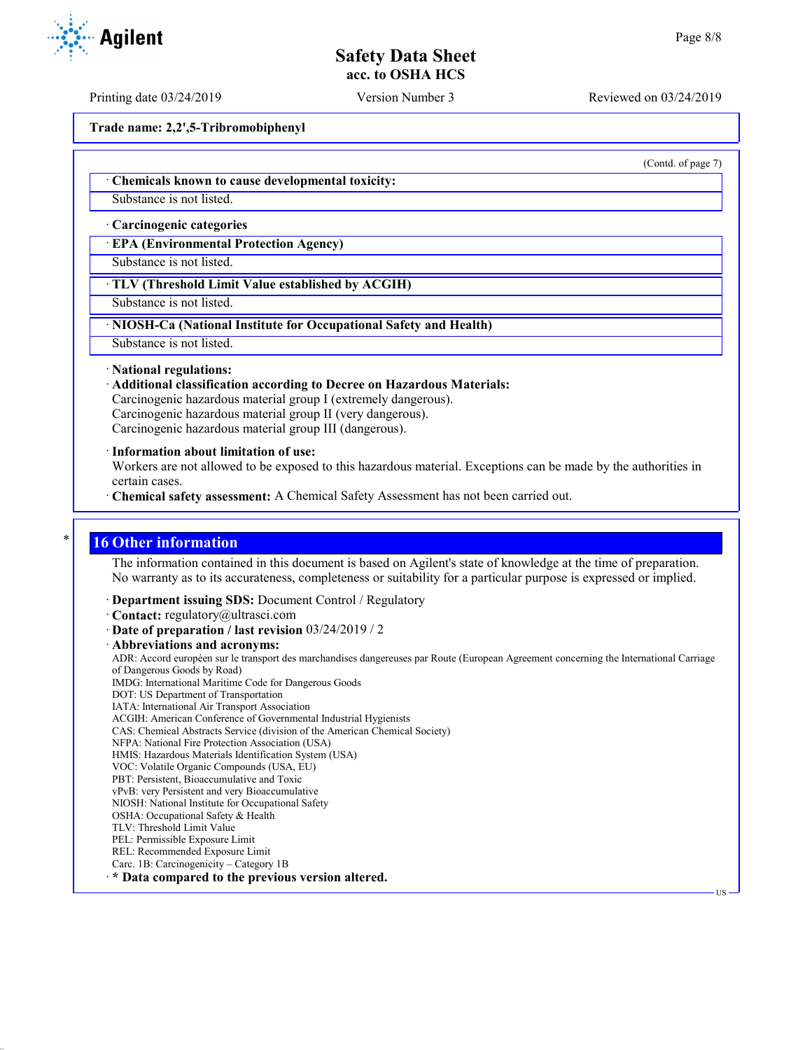Trade name: 2,2',5-Tribromobiphenyl

(Contd. of page 7)

· **Chemicals known to cause developmental toxicity:**

Substance is not listed.

· **Carcinogenic categories**

· **EPA (Environmental Protection Agency)**

Substance is not listed.

· **TLV (Threshold Limit Value established by ACGIH)**

Substance is not listed.

· **NIOSH-Ca (National Institute for Occupational Safety and Health)**

Substance is not listed.

· **National regulations:**

· **Additional classification according to Decree on Hazardous Materials:**

Carcinogenic hazardous material group I (extremely dangerous).
Carcinogenic hazardous material group II (very dangerous).
Carcinogenic hazardous material group III (dangerous).

· **Information about limitation of use:**

Workers are not allowed to be exposed to this hazardous material. Exceptions can be made by the authorities in certain cases.

· **Chemical safety assessment:** A Chemical Safety Assessment has not been carried out.

## 16 Other information

The information contained in this document is based on Agilent's state of knowledge at the time of preparation. No warranty as to its accurateness, completeness or suitability for a particular purpose is expressed or implied.

· **Department issuing SDS:** Document Control / Regulatory
· **Contact:** regulatory@ultrasci.com
· **Date of preparation / last revision** 03/24/2019 / 2
· **Abbreviations and acronyms:**

ADR: Accord européen sur le transport des marchandises dangereuses par Route (European Agreement concerning the International Carriage of Dangerous Goods by Road)
IMDG: International Maritime Code for Dangerous Goods
DOT: US Department of Transportation
IATA: International Air Transport Association
ACGIH: American Conference of Governmental Industrial Hygienists
CAS: Chemical Abstracts Service (division of the American Chemical Society)
NFPA: National Fire Protection Association (USA)
HMIS: Hazardous Materials Identification System (USA)
VOC: Volatile Organic Compounds (USA, EU)
PBT: Persistent, Bioaccumulative and Toxic
vPvB: very Persistent and very Bioaccumulative
NIOSH: National Institute for Occupational Safety
OSHA: Occupational Safety & Health
TLV: Threshold Limit Value
PEL: Permissible Exposure Limit
REL: Recommended Exposure Limit
Carc. 1B: Carcinogenicity – Category 1B

· **\* Data compared to the previous version altered.**